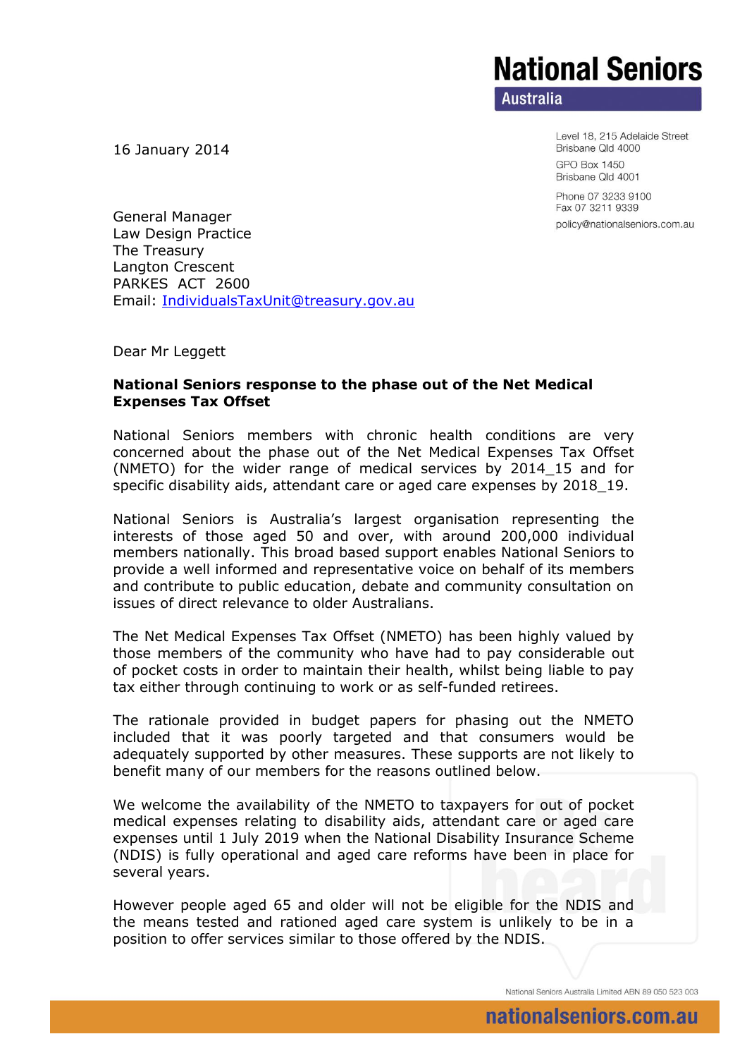**National Seniors Australia**

Level 18, 215 Adelaide Street
Brisbane Qld 4000

GPO Box 1450
Brisbane Qld 4001

Phone 07 3233 9100
Fax 07 3211 9339

policy@nationalseniors.com.au

16 January 2014

General Manager
Law Design Practice
The Treasury
Langton Crescent
PARKES ACT 2600
Email: IndividualsTaxUnit@treasury.gov.au

Dear Mr Leggett

**National Seniors response to the phase out of the Net Medical Expenses Tax Offset**

National Seniors members with chronic health conditions are very concerned about the phase out of the Net Medical Expenses Tax Offset (NMETO) for the wider range of medical services by 2014_15 and for specific disability aids, attendant care or aged care expenses by 2018_19.

National Seniors is Australia's largest organisation representing the interests of those aged 50 and over, with around 200,000 individual members nationally. This broad based support enables National Seniors to provide a well informed and representative voice on behalf of its members and contribute to public education, debate and community consultation on issues of direct relevance to older Australians.

The Net Medical Expenses Tax Offset (NMETO) has been highly valued by those members of the community who have had to pay considerable out of pocket costs in order to maintain their health, whilst being liable to pay tax either through continuing to work or as self-funded retirees.

The rationale provided in budget papers for phasing out the NMETO included that it was poorly targeted and that consumers would be adequately supported by other measures. These supports are not likely to benefit many of our members for the reasons outlined below.

We welcome the availability of the NMETO to taxpayers for out of pocket medical expenses relating to disability aids, attendant care or aged care expenses until 1 July 2019 when the National Disability Insurance Scheme (NDIS) is fully operational and aged care reforms have been in place for several years.

However people aged 65 and older will not be eligible for the NDIS and the means tested and rationed aged care system is unlikely to be in a position to offer services similar to those offered by the NDIS.

National Seniors Australia Limited ABN 89 050 523 003

nationalseniors.com.au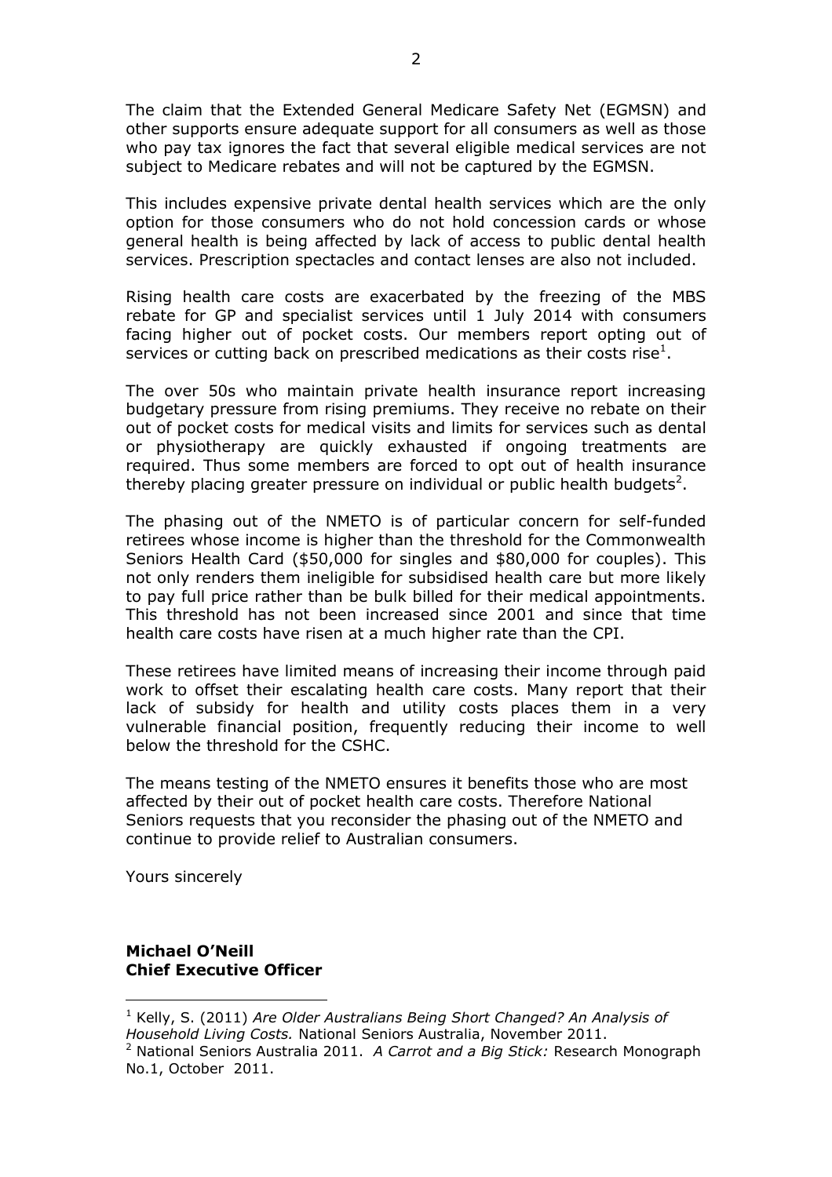The claim that the Extended General Medicare Safety Net (EGMSN) and other supports ensure adequate support for all consumers as well as those who pay tax ignores the fact that several eligible medical services are not subject to Medicare rebates and will not be captured by the EGMSN.

This includes expensive private dental health services which are the only option for those consumers who do not hold concession cards or whose general health is being affected by lack of access to public dental health services. Prescription spectacles and contact lenses are also not included.

Rising health care costs are exacerbated by the freezing of the MBS rebate for GP and specialist services until 1 July 2014 with consumers facing higher out of pocket costs. Our members report opting out of services or cutting back on prescribed medications as their costs rise[1].

The over 50s who maintain private health insurance report increasing budgetary pressure from rising premiums. They receive no rebate on their out of pocket costs for medical visits and limits for services such as dental or physiotherapy are quickly exhausted if ongoing treatments are required. Thus some members are forced to opt out of health insurance thereby placing greater pressure on individual or public health budgets[2].

The phasing out of the NMETO is of particular concern for self-funded retirees whose income is higher than the threshold for the Commonwealth Seniors Health Card ($50,000 for singles and $80,000 for couples). This not only renders them ineligible for subsidised health care but more likely to pay full price rather than be bulk billed for their medical appointments. This threshold has not been increased since 2001 and since that time health care costs have risen at a much higher rate than the CPI.

These retirees have limited means of increasing their income through paid work to offset their escalating health care costs. Many report that their lack of subsidy for health and utility costs places them in a very vulnerable financial position, frequently reducing their income to well below the threshold for the CSHC.

The means testing of the NMETO ensures it benefits those who are most affected by their out of pocket health care costs. Therefore National Seniors requests that you reconsider the phasing out of the NMETO and continue to provide relief to Australian consumers.

Yours sincerely

**Michael O'Neill**
**Chief Executive Officer**

---

[1] Kelly, S. (2011) *Are Older Australians Being Short Changed? An Analysis of Household Living Costs.* National Seniors Australia, November 2011.

[2] National Seniors Australia 2011. *A Carrot and a Big Stick:* Research Monograph No.1, October 2011.